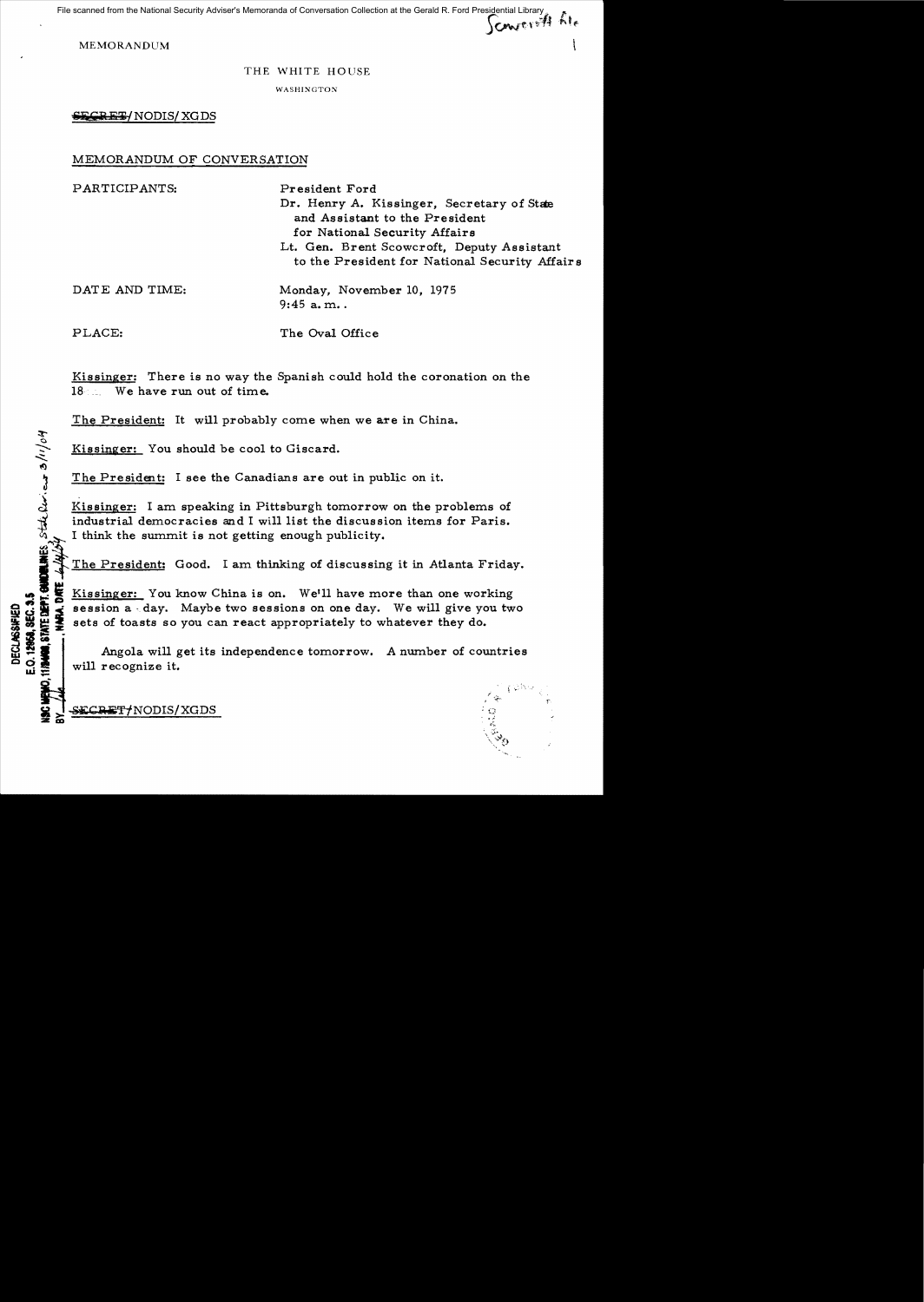File scanned from the National Security Adviser's Memoranda of Conversation Collection at the Gerald R. Ford Presidential Library

Scowcroft file

MEMORANDUM

THE WHITE HOUSE

WASHINGTON

~~SECRET~~/NODIS/XGDS

MEMORANDUM OF CONVERSATION

PARTICIPANTS: President Ford
Dr. Henry A. Kissinger, Secretary of State and Assistant to the President for National Security Affairs
Lt. Gen. Brent Scowcroft, Deputy Assistant to the President for National Security Affairs

DATE AND TIME: Monday, November 10, 1975
9:45 a.m.

PLACE: The Oval Office

Kissinger: There is no way the Spanish could hold the coronation on the 18. We have run out of time.

The President: It will probably come when we are in China.

Kissinger: You should be cool to Giscard.

The President: I see the Canadians are out in public on it.

Kissinger: I am speaking in Pittsburgh tomorrow on the problems of industrial democracies and I will list the discussion items for Paris. I think the summit is not getting enough publicity.

The President: Good. I am thinking of discussing it in Atlanta Friday.

Kissinger: You know China is on. We'll have more than one working session a day. Maybe two sessions on one day. We will give you two sets of toasts so you can react appropriately to whatever they do.

Angola will get its independence tomorrow. A number of countries will recognize it.

~~SECRET~~/NODIS/XGDS

DECLASSIFIED
E.O. 12958, SEC. 3.5
NSC MEMO, 11/24/98, STATE DEPT. GUIDELINES State Review 3/11/04
BY ___, NARA, DATE 6/14/04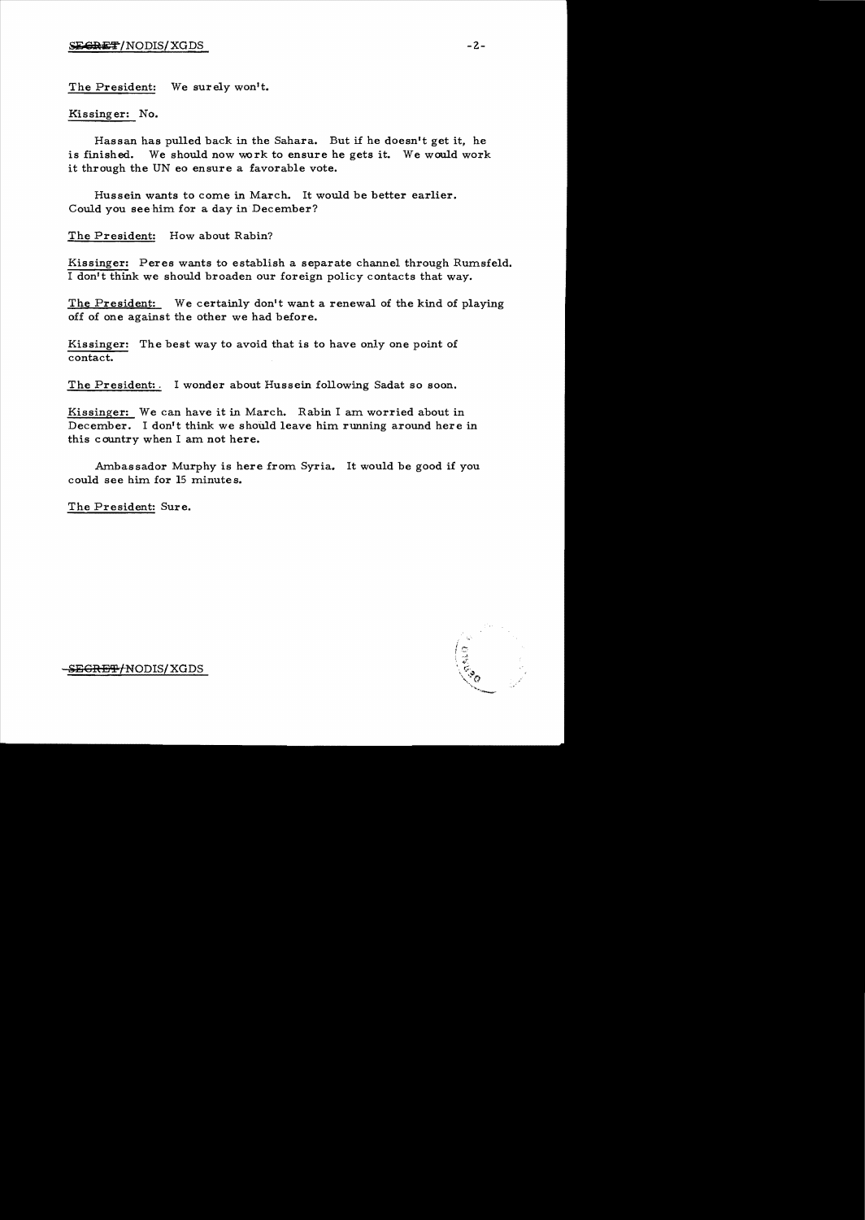The President: We surely won't.

Kissinger: No.

Hassan has pulled back in the Sahara. But if he doesn't get it, he is finished. We should now work to ensure he gets it. We would work it through the UN eo ensure a favorable vote.

Hussein wants to come in March. It would be better earlier. Could you see him for a day in December?

The President: How about Rabin?

Kissinger: Peres wants to establish a separate channel through Rumsfeld. I don't think we should broaden our foreign policy contacts that way.

The President: We certainly don't want a renewal of the kind of playing off of one against the other we had before.

Kissinger: The best way to avoid that is to have only one point of contact.

The President: I wonder about Hussein following Sadat so soon.

Kissinger: We can have it in March. Rabin I am worried about in December. I don't think we should leave him running around here in this country when I am not here.

Ambassador Murphy is here from Syria. It would be good if you could see him for 15 minutes.

The President: Sure.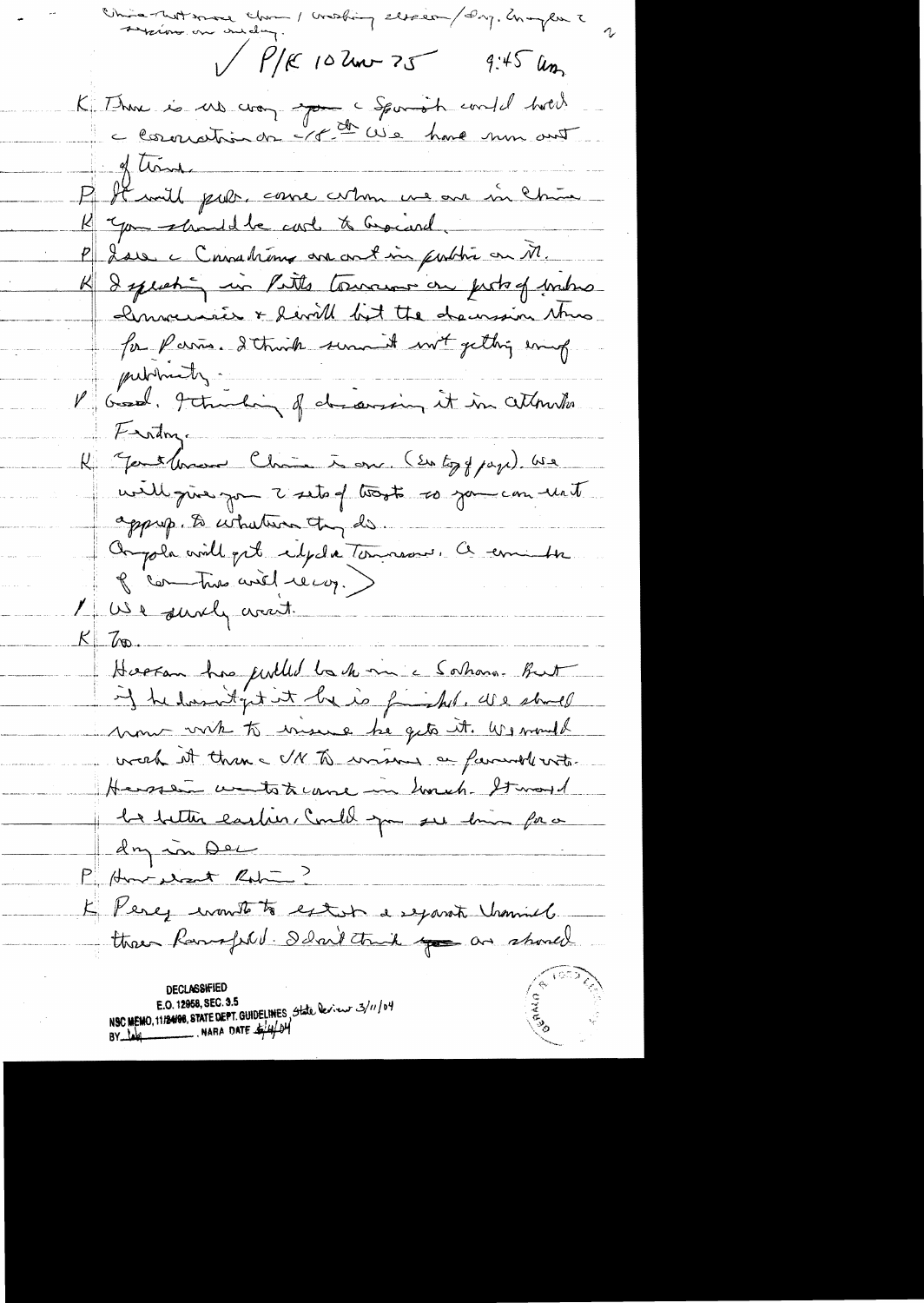China not more than 1 working session / Day. Change 2 sessions one day.

✓ P/K 10 Nov 75 9:45 am

K There is no way you + Spanish could hold a coronation on 18th. We have run out of time.

P It will pass, come when we are in China

K You should be careful to Gerald.

P See + Canadians are out in public on it.

K I speaking in Pitts tomorrow on parts of intro dimension & I will list the decision there for Paris. I think summit isn't getting enough publicity.

P Good. I thinking of discussing it in Atlanta Friday.

K Port Louis China is over. (See top of page). We will give you 2 sets of toasts so you can react approp. to whatever they do.

Angola will get ilyda Tomorrow. (A number of countries will recog.)

P We surely won't.

K No.

Hassan has pulled back in the Sahara. But if he doesn't get it he is finished. We should now work to insure he gets it. We would work it thru the UN to insure a favorable vote. Hussein wants to come in March. It would be better earlier, Could you see him for a day in Dec

P How about Rabin?

K Percy wants to establish a separate channel thru Rumsfeld. I don't think you or should

DECLASSIFIED
E.O. 12958, SEC. 3.5
NSC MEMO, 11/24/98, STATE DEPT. GUIDELINES, State Review 3/11/04
BY [initials] NARA DATE 5/4/04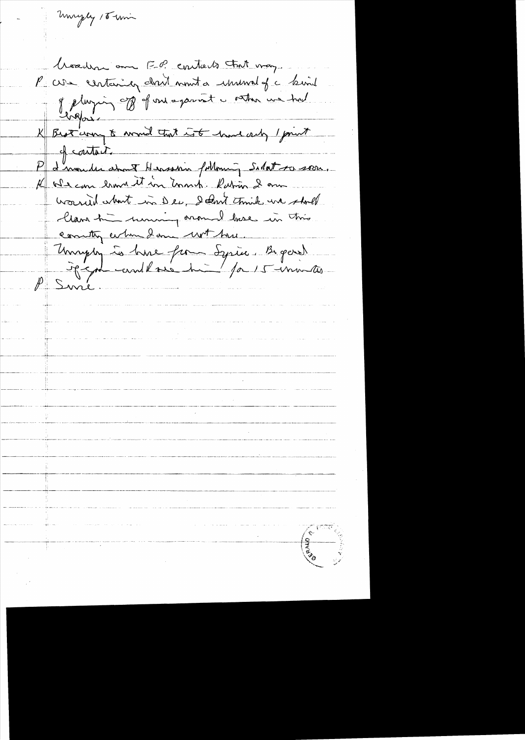Murphy / 15 min

Broaden our F.P. contacts that way.

P We certainly don't want a renewal of a kind of playing off of one against the other we had before.

K But way to avoid that is to broaden only 1 point of contact.

P I wonder about Hussein following Sadat so soon.

K We can brief it in Amman. Rabin I am worried about in Dec. I don't think we should have him running around here in this country when I am not here.

Murphy is here from Syria. Be good if you could see him for 15 minutes.

P Sure.